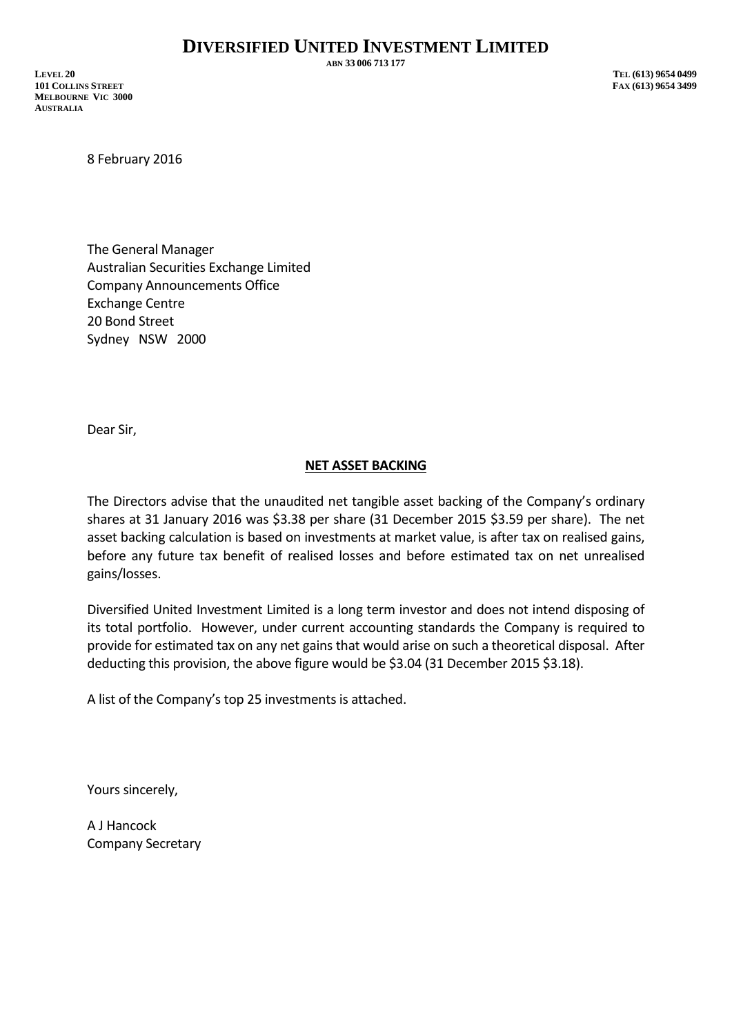# DIVERSIFIED UNITED INVESTMENT LIMITED

ABN 33 006 713 177

LEVEL 20
101 COLLINS STREET
MELBOURNE VIC 3000
AUSTRALIA

TEL (613) 9654 0499
FAX (613) 9654 3499

8 February 2016

The General Manager
Australian Securities Exchange Limited
Company Announcements Office
Exchange Centre
20 Bond Street
Sydney NSW 2000

Dear Sir,

**NET ASSET BACKING**

The Directors advise that the unaudited net tangible asset backing of the Company's ordinary shares at 31 January 2016 was $3.38 per share (31 December 2015 $3.59 per share). The net asset backing calculation is based on investments at market value, is after tax on realised gains, before any future tax benefit of realised losses and before estimated tax on net unrealised gains/losses.

Diversified United Investment Limited is a long term investor and does not intend disposing of its total portfolio. However, under current accounting standards the Company is required to provide for estimated tax on any net gains that would arise on such a theoretical disposal. After deducting this provision, the above figure would be $3.04 (31 December 2015 $3.18).

A list of the Company's top 25 investments is attached.

Yours sincerely,

A J Hancock
Company Secretary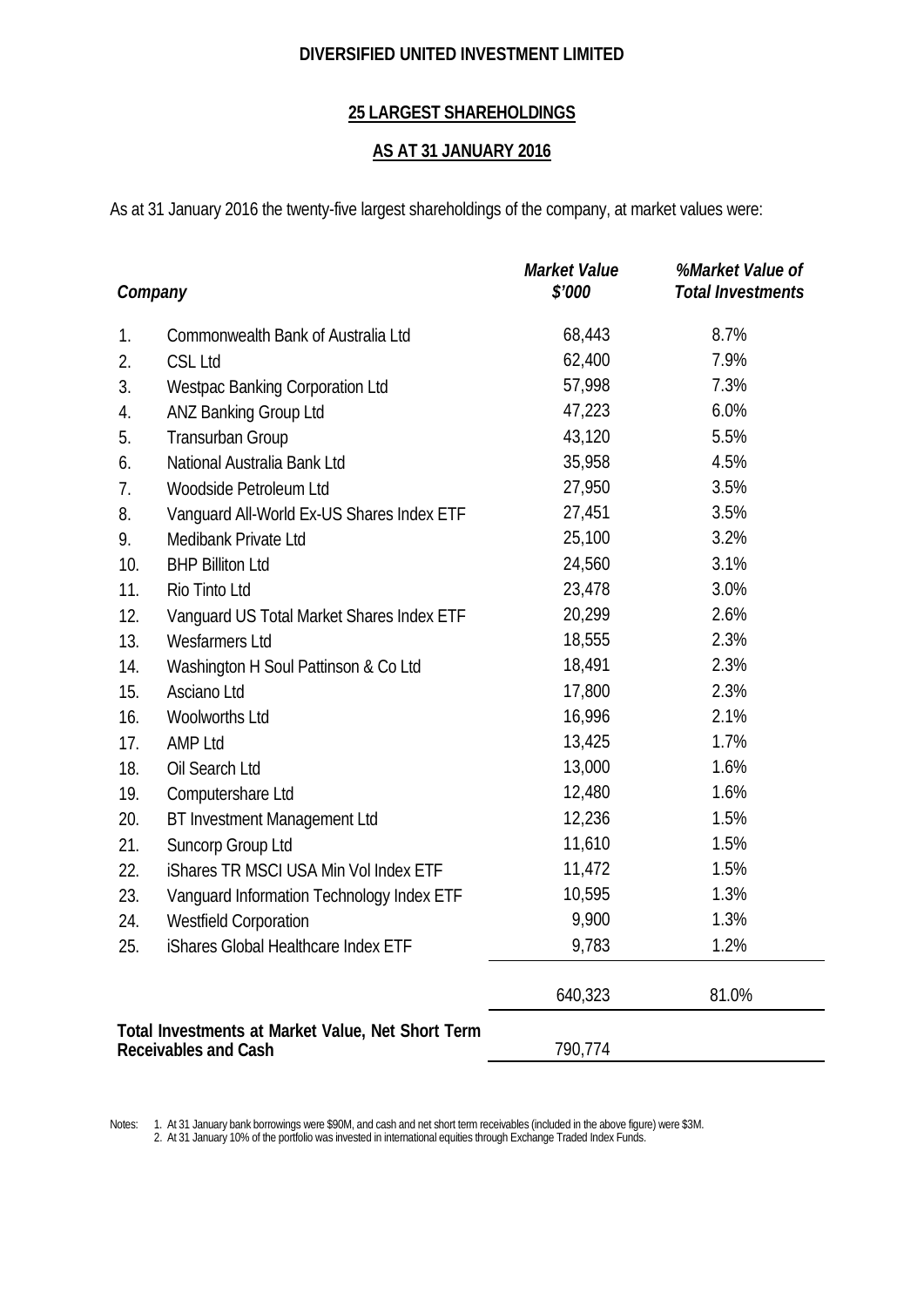**DIVERSIFIED UNITED INVESTMENT LIMITED**

## 25 LARGEST SHAREHOLDINGS

## AS AT 31 JANUARY 2016

As at 31 January 2016 the twenty-five largest shareholdings of the company, at market values were:

| *Company* | | *Market Value $'000* | *%Market Value of Total Investments* |
|---|---|---|---|
| 1. | Commonwealth Bank of Australia Ltd | 68,443 | 8.7% |
| 2. | CSL Ltd | 62,400 | 7.9% |
| 3. | Westpac Banking Corporation Ltd | 57,998 | 7.3% |
| 4. | ANZ Banking Group Ltd | 47,223 | 6.0% |
| 5. | Transurban Group | 43,120 | 5.5% |
| 6. | National Australia Bank Ltd | 35,958 | 4.5% |
| 7. | Woodside Petroleum Ltd | 27,950 | 3.5% |
| 8. | Vanguard All-World Ex-US Shares Index ETF | 27,451 | 3.5% |
| 9. | Medibank Private Ltd | 25,100 | 3.2% |
| 10. | BHP Billiton Ltd | 24,560 | 3.1% |
| 11. | Rio Tinto Ltd | 23,478 | 3.0% |
| 12. | Vanguard US Total Market Shares Index ETF | 20,299 | 2.6% |
| 13. | Wesfarmers Ltd | 18,555 | 2.3% |
| 14. | Washington H Soul Pattinson & Co Ltd | 18,491 | 2.3% |
| 15. | Asciano Ltd | 17,800 | 2.3% |
| 16. | Woolworths Ltd | 16,996 | 2.1% |
| 17. | AMP Ltd | 13,425 | 1.7% |
| 18. | Oil Search Ltd | 13,000 | 1.6% |
| 19. | Computershare Ltd | 12,480 | 1.6% |
| 20. | BT Investment Management Ltd | 12,236 | 1.5% |
| 21. | Suncorp Group Ltd | 11,610 | 1.5% |
| 22. | iShares TR MSCI USA Min Vol Index ETF | 11,472 | 1.5% |
| 23. | Vanguard Information Technology Index ETF | 10,595 | 1.3% |
| 24. | Westfield Corporation | 9,900 | 1.3% |
| 25. | iShares Global Healthcare Index ETF | 9,783 | 1.2% |
| | | 640,323 | 81.0% |
| **Total Investments at Market Value, Net Short Term Receivables and Cash** | | 790,774 | |

Notes: 1. At 31 January bank borrowings were $90M, and cash and net short term receivables (included in the above figure) were $3M.
2. At 31 January 10% of the portfolio was invested in international equities through Exchange Traded Index Funds.